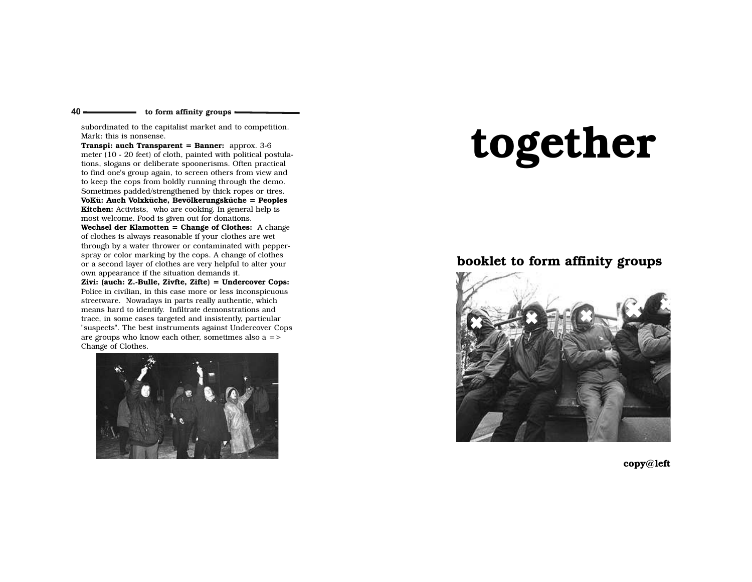subordinated to the capitalist market and to competition. Mark: this is nonsense.

**Transpi: auch Transparent = Banner:** approx. 3-6 meter (10 - 20 feet) of cloth, painted with political postulations, slogans or deliberate spoonerisms. Often practical to find one's group again, to screen others from view and to keep the cops from boldly running through the demo. Sometimes padded/strengthened by thick ropes or tires.

**VoKü: Auch Volxküche, Bevölkerungsküche = Peoples Kitchen:** Activists, who are cooking. In general help is most welcome. Food is given out for donations.

**Wechsel der Klamotten = Change of Clothes:** A change of clothes is always reasonable if your clothes are wet through by a water thrower or contaminated with pepper-spray or color marking by the cops. A change of clothes or a second layer of clothes are very helpful to alter your own appearance if the situation demands it.

**Zivi: (auch: Z.-Bulle, Zivfte, Zifte) = Undercover Cops:** Police in civilian, in this case more or less inconspicuous streetware. Nowadays in parts really authentic, which means hard to identify. Infiltrate demonstrations and trace, in some cases targeted and insistently, particular "suspects". The best instruments against Undercover Cops are groups who know each other, sometimes also a => Change of Clothes.

# together

## booklet to form affinity groups

**copy@left**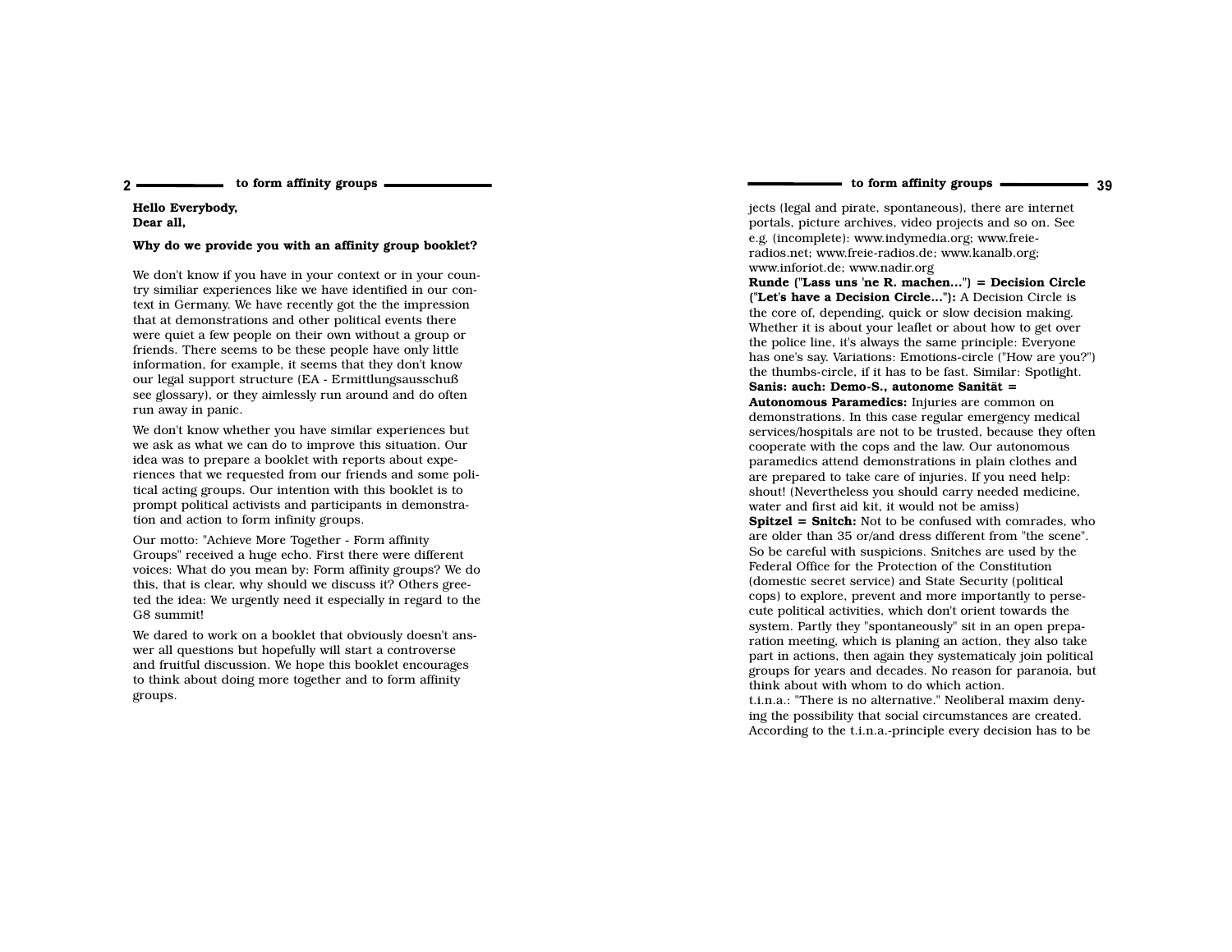**Hello Everybody,**
**Dear all,**

**Why do we provide you with an affinity group booklet?**

We don't know if you have in your context or in your country similiar experiences like we have identified in our context in Germany. We have recently got the the impression that at demonstrations and other political events there were quiet a few people on their own without a group or friends. There seems to be these people have only little information, for example, it seems that they don't know our legal support structure (EA - Ermittlungsausschuß see glossary), or they aimlessly run around and do often run away in panic.

We don't know whether you have similar experiences but we ask as what we can do to improve this situation. Our idea was to prepare a booklet with reports about experiences that we requested from our friends and some political acting groups. Our intention with this booklet is to prompt political activists and participants in demonstration and action to form infinity groups.

Our motto: "Achieve More Together - Form affinity Groups" received a huge echo. First there were different voices: What do you mean by: Form affinity groups? We do this, that is clear, why should we discuss it? Others greeted the idea: We urgently need it especially in regard to the G8 summit!

We dared to work on a booklet that obviously doesn't answer all questions but hopefully will start a controverse and fruitful discussion. We hope this booklet encourages to think about doing more together and to form affinity groups.

jects (legal and pirate, spontaneous), there are internet portals, picture archives, video projects and so on. See e.g. (incomplete): www.indymedia.org; www.freie-radios.net; www.freie-radios.de; www.kanalb.org; www.inforiot.de; www.nadir.org

**Runde ("Lass uns 'ne R. machen...") = Decision Circle ("Let's have a Decision Circle..."):** A Decision Circle is the core of, depending, quick or slow decision making. Whether it is about your leaflet or about how to get over the police line, it's always the same principle: Everyone has one's say. Variations: Emotions-circle ("How are you?") the thumbs-circle, if it has to be fast. Similar: Spotlight.

**Sanis: auch: Demo-S., autonome Sanität = Autonomous Paramedics:** Injuries are common on demonstrations. In this case regular emergency medical services/hospitals are not to be trusted, because they often cooperate with the cops and the law. Our autonomous paramedics attend demonstrations in plain clothes and are prepared to take care of injuries. If you need help: shout! (Nevertheless you should carry needed medicine, water and first aid kit, it would not be amiss)

**Spitzel = Snitch:** Not to be confused with comrades, who are older than 35 or/and dress different from "the scene". So be careful with suspicions. Snitches are used by the Federal Office for the Protection of the Constitution (domestic secret service) and State Security (political cops) to explore, prevent and more importantly to persecute political activities, which don't orient towards the system. Partly they "spontaneously" sit in an open preparation meeting, which is planing an action, they also take part in actions, then again they systematicaly join political groups for years and decades. No reason for paranoia, but think about with whom to do which action.

t.i.n.a.: "There is no alternative." Neoliberal maxim denying the possibility that social circumstances are created. According to the t.i.n.a.-principle every decision has to be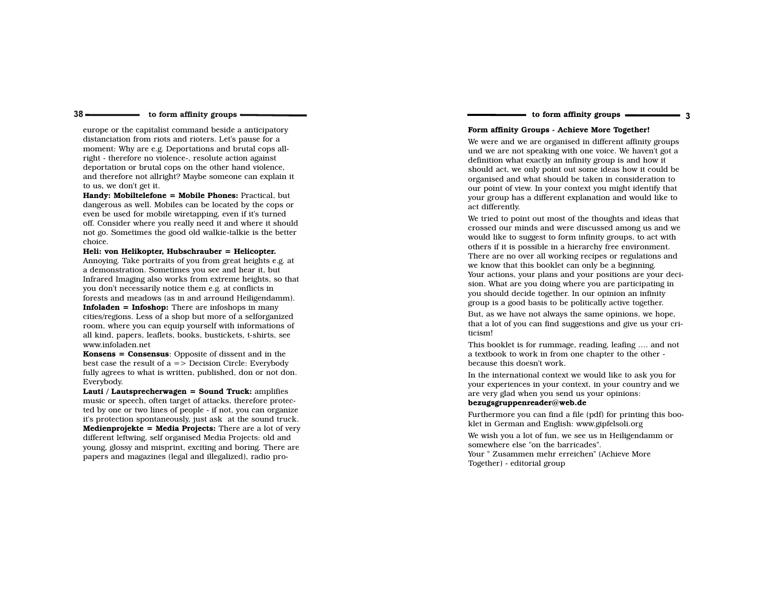europe or the capitalist command beside a anticipatory distanciation from riots and rioters. Let's pause for a moment: Why are e.g. Deportations and brutal cops allright - therefore no violence-, resolute action against deportation or brutal cops on the other hand violence, and therefore not allright? Maybe someone can explain it to us, we don't get it.

**Handy: Mobiltelefone = Mobile Phones:** Practical, but dangerous as well. Mobiles can be located by the cops or even be used for mobile wiretapping, even if it's turned off. Consider where you really need it and where it should not go. Sometimes the good old walkie-talkie is the better choice.

**Heli: von Helikopter, Hubschrauber = Helicopter.** Annoying. Take portraits of you from great heights e.g. at a demonstration. Sometimes you see and hear it, but Infrared Imaging also works from extreme heights, so that you don't necessarily notice them e.g. at conflicts in forests and meadows (as in and arround Heiligendamm).

**Infoladen = Infoshop:** There are infoshops in many cities/regions. Less of a shop but more of a selforganized room, where you can equip yourself with informations of all kind, papers, leaflets, books, bustickets, t-shirts, see www.infoladen.net

**Konsens = Consensus**: Opposite of dissent and in the best case the result of a => Decision Circle: Everybody fully agrees to what is written, published, don or not don. Everybody.

**Lauti / Lautsprecherwagen = Sound Truck:** amplifies music or speech, often target of attacks, therefore protected by one or two lines of people - if not, you can organize it's protection spontaneously, just ask at the sound truck.

**Medienprojekte = Media Projects:** There are a lot of very different leftwing, self organised Media Projects: old and young, glossy and misprint, exciting and boring. There are papers and magazines (legal and illegalized), radio pro-

**Form affinity Groups - Achieve More Together!**

We were and we are organised in different affinity groups und we are not speaking with one voice. We haven't got a definition what exactly an infinity group is and how it should act, we only point out some ideas how it could be organised and what should be taken in consideration to our point of view. In your context you might identify that your group has a different explanation and would like to act differently.

We tried to point out most of the thoughts and ideas that crossed our minds and were discussed among us and we would like to suggest to form infinity groups, to act with others if it is possible in a hierarchy free environment. There are no over all working recipes or regulations and we know that this booklet can only be a beginning. Your actions, your plans and your positions are your decision. What are you doing where you are participating in you should decide together. In our opinion an infinity group is a good basis to be politically active together.

But, as we have not always the same opinions, we hope, that a lot of you can find suggestions and give us your criticism!

This booklet is for rummage, reading, leafing .... and not a textbook to work in from one chapter to the other - because this doesn't work.

In the international context we would like to ask you for your experiences in your context, in your country and we are very glad when you send us your opinions:
**bezugsgruppenreader@web.de**

Furthermore you can find a file (pdf) for printing this booklet in German and English: www.gipfelsoli.org

We wish you a lot of fun, we see us in Heiligendamm or somewhere else "on the barricades".
Your " Zusammen mehr erreichen" (Achieve More Together) - editorial group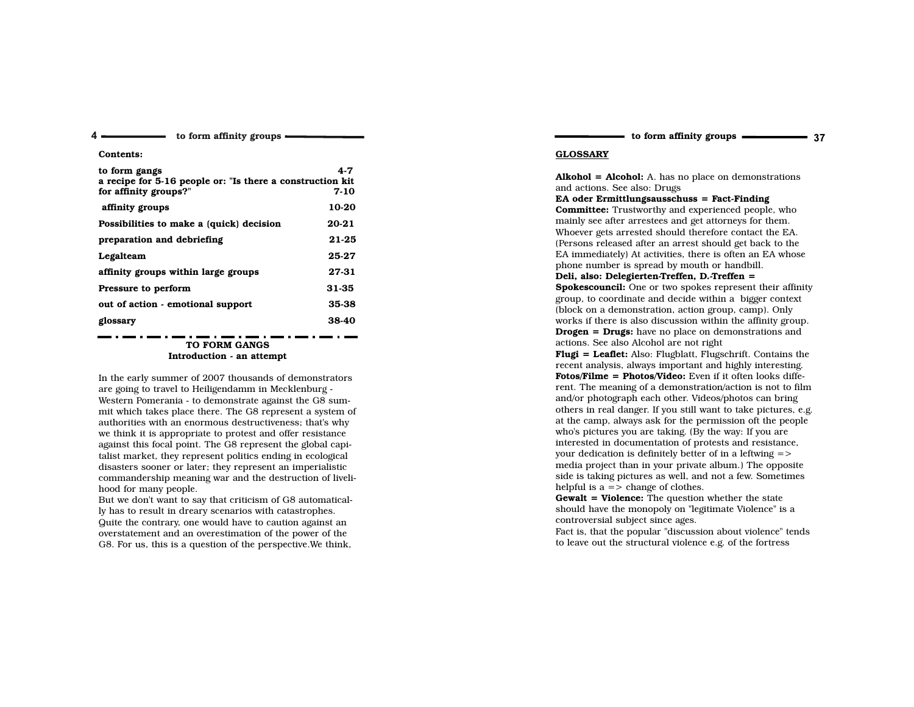**Contents:**

| | |
|---|---|
| **to form gangs** | **4-7** |
| **a recipe for 5-16 people or: "Is there a construction kit for affinity groups?"** | **7-10** |
| **affinity groups** | **10-20** |
| **Possibilities to make a (quick) decision** | **20-21** |
| **preparation and debriefing** | **21-25** |
| **Legalteam** | **25-27** |
| **affinity groups within large groups** | **27-31** |
| **Pressure to perform** | **31-35** |
| **out of action - emotional support** | **35-38** |
| **glossary** | **38-40** |

## TO FORM GANGS
### Introduction - an attempt

In the early summer of 2007 thousands of demonstrators are going to travel to Heiligendamm in Mecklenburg - Western Pomerania - to demonstrate against the G8 summit which takes place there. The G8 represent a system of authorities with an enormous destructiveness; that's why we think it is appropriate to protest and offer resistance against this focal point. The G8 represent the global capitalist market, they represent politics ending in ecological disasters sooner or later; they represent an imperialistic commandership meaning war and the destruction of livelihood for many people.
But we don't want to say that criticism of G8 automatically has to result in dreary scenarios with catastrophes. Quite the contrary, one would have to caution against an overstatement and an overestimation of the power of the G8. For us, this is a question of the perspective.We think,

## GLOSSARY

**Alkohol = Alcohol:** A. has no place on demonstrations and actions. See also: Drugs
**EA oder Ermittlungsausschuss = Fact-Finding Committee:** Trustworthy and experienced people, who mainly see after arrestees and get attorneys for them. Whoever gets arrested should therefore contact the EA. (Persons released after an arrest should get back to the EA immediately) At activities, there is often an EA whose phone number is spread by mouth or handbill.
**Deli, also: Delegierten-Treffen, D.-Treffen = Spokescouncil:** One or two spokes represent their affinity group, to coordinate and decide within a bigger context (block on a demonstration, action group, camp). Only works if there is also discussion within the affinity group.
**Drogen = Drugs:** have no place on demonstrations and actions. See also Alcohol are not right
**Flugi = Leaflet:** Also: Flugblatt, Flugschrift. Contains the recent analysis, always important and highly interesting.
**Fotos/Filme = Photos/Video:** Even if it often looks different. The meaning of a demonstration/action is not to film and/or photograph each other. Videos/photos can bring others in real danger. If you still want to take pictures, e.g. at the camp, always ask for the permission oft the people who's pictures you are taking. (By the way: If you are interested in documentation of protests and resistance, your dedication is definitely better of in a leftwing => media project than in your private album.) The opposite side is taking pictures as well, and not a few. Sometimes helpful is a => change of clothes.
**Gewalt = Violence:** The question whether the state should have the monopoly on "legitimate Violence" is a controversial subject since ages.
Fact is, that the popular "discussion about violence" tends to leave out the structural violence e.g. of the fortress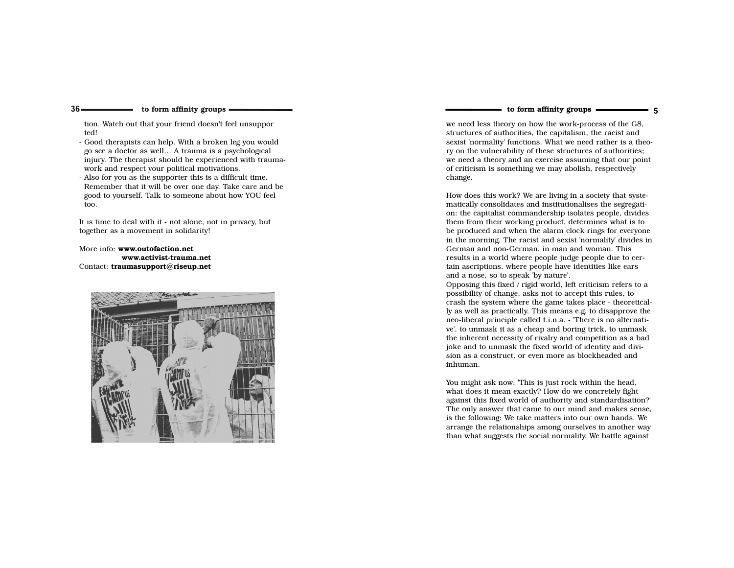tion. Watch out that your friend doesn't feel unsupported!

- Good therapists can help. With a broken leg you would go see a doctor as well... A trauma is a psychological injury. The therapist should be experienced with trauma-work and respect your political motivations.
- Also for you as the supporter this is a difficult time. Remember that it will be over one day. Take care and be good to yourself. Talk to someone about how YOU feel too.

It is time to deal with it - not alone, not in privacy, but together as a movement in solidarity!

More info: **www.outofaction.net**
**www.activist-trauma.net**
Contact: **traumasupport@riseup.net**

we need less theory on how the work-process of the G8, structures of authorities, the capitalism, the racist and sexist 'normality' functions. What we need rather is a theory on the vulnerability of these structures of authorities; we need a theory and an exercise assuming that our point of criticism is something we may abolish, respectively change.

How does this work? We are living in a society that systematically consolidates and institutionalises the segregation: the capitalist commandership isolates people, divides them from their working product, determines what is to be produced and when the alarm clock rings for everyone in the morning. The racist and sexist 'normality' divides in German and non-German, in man and woman. This results in a world where people judge people due to certain ascriptions, where people have identities like ears and a nose, so to speak 'by nature'.
Opposing this fixed / rigid world, left criticism refers to a possibility of change, asks not to accept this rules, to crash the system where the game takes place - theoretically as well as practically. This means e.g. to disapprove the neo-liberal principle called t.i.n.a. - 'There is no alternative', to unmask it as a cheap and boring trick, to unmask the inherent necessity of rivalry and competition as a bad joke and to unmask the fixed world of identity and division as a construct, or even more as blockheaded and inhuman.

You might ask now: 'This is just rock within the head, what does it mean exactly? How do we concretely fight against this fixed world of authority and standardisation?' The only answer that came to our mind and makes sense, is the following: We take matters into our own hands. We arrange the relationships among ourselves in another way than what suggests the social normality. We battle against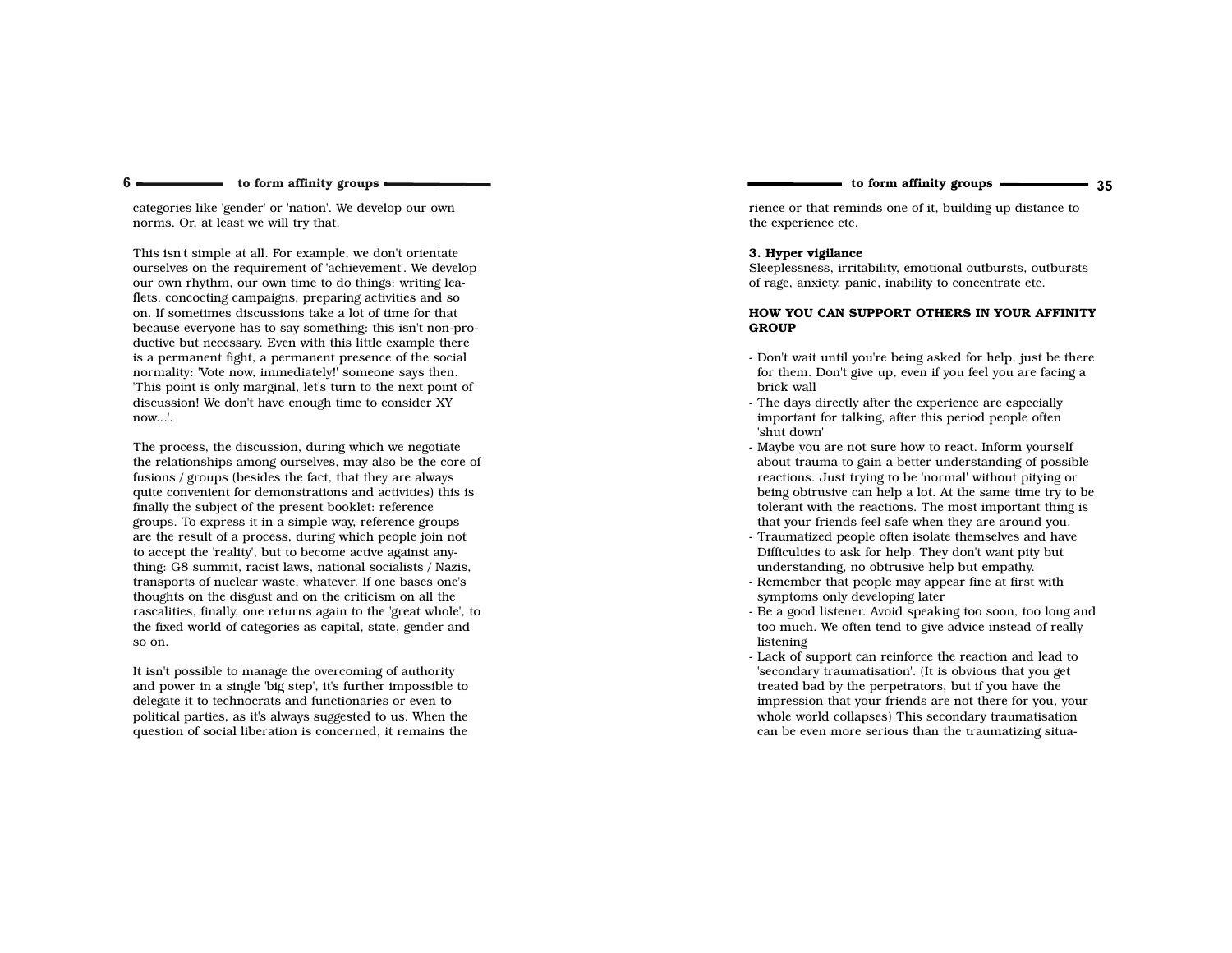categories like 'gender' or 'nation'. We develop our own norms. Or, at least we will try that.

This isn't simple at all. For example, we don't orientate ourselves on the requirement of 'achievement'. We develop our own rhythm, our own time to do things: writing leaflets, concocting campaigns, preparing activities and so on. If sometimes discussions take a lot of time for that because everyone has to say something: this isn't non-productive but necessary. Even with this little example there is a permanent fight, a permanent presence of the social normality: 'Vote now, immediately!' someone says then. 'This point is only marginal, let's turn to the next point of discussion! We don't have enough time to consider XY now...'.

The process, the discussion, during which we negotiate the relationships among ourselves, may also be the core of fusions / groups (besides the fact, that they are always quite convenient for demonstrations and activities) this is finally the subject of the present booklet: reference groups. To express it in a simple way, reference groups are the result of a process, during which people join not to accept the 'reality', but to become active against anything: G8 summit, racist laws, national socialists / Nazis, transports of nuclear waste, whatever. If one bases one's thoughts on the disgust and on the criticism on all the rascalities, finally, one returns again to the 'great whole', to the fixed world of categories as capital, state, gender and so on.

It isn't possible to manage the overcoming of authority and power in a single 'big step', it's further impossible to delegate it to technocrats and functionaries or even to political parties, as it's always suggested to us. When the question of social liberation is concerned, it remains the

rience or that reminds one of it, building up distance to the experience etc.

**3. Hyper vigilance**
Sleeplessness, irritability, emotional outbursts, outbursts of rage, anxiety, panic, inability to concentrate etc.

**HOW YOU CAN SUPPORT OTHERS IN YOUR AFFINITY GROUP**

- Don't wait until you're being asked for help, just be there for them. Don't give up, even if you feel you are facing a brick wall
- The days directly after the experience are especially important for talking, after this period people often 'shut down'
- Maybe you are not sure how to react. Inform yourself about trauma to gain a better understanding of possible reactions. Just trying to be 'normal' without pitying or being obtrusive can help a lot. At the same time try to be tolerant with the reactions. The most important thing is that your friends feel safe when they are around you.
- Traumatized people often isolate themselves and have Difficulties to ask for help. They don't want pity but understanding, no obtrusive help but empathy.
- Remember that people may appear fine at first with symptoms only developing later
- Be a good listener. Avoid speaking too soon, too long and too much. We often tend to give advice instead of really listening
- Lack of support can reinforce the reaction and lead to 'secondary traumatisation'. (It is obvious that you get treated bad by the perpetrators, but if you have the impression that your friends are not there for you, your whole world collapses) This secondary traumatisation can be even more serious than the traumatizing situa-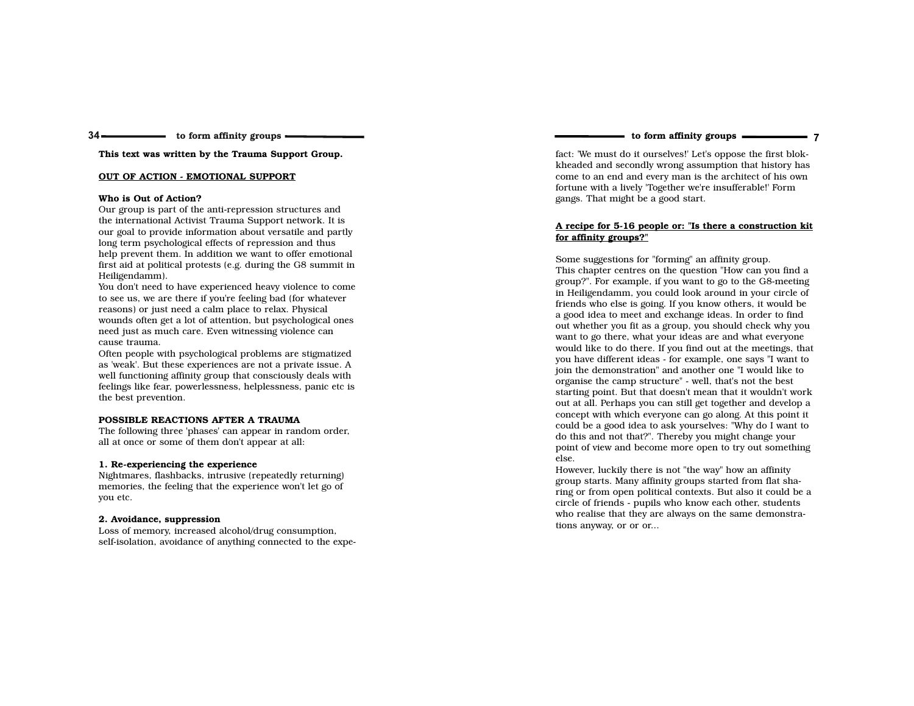This text was written by the Trauma Support Group.

## OUT OF ACTION - EMOTIONAL SUPPORT

### Who is Out of Action?

Our group is part of the anti-repression structures and the international Activist Trauma Support network. It is our goal to provide information about versatile and partly long term psychological effects of repression and thus help prevent them. In addition we want to offer emotional first aid at political protests (e.g. during the G8 summit in Heiligendamm).

You don't need to have experienced heavy violence to come to see us, we are there if you're feeling bad (for whatever reasons) or just need a calm place to relax. Physical wounds often get a lot of attention, but psychological ones need just as much care. Even witnessing violence can cause trauma.

Often people with psychological problems are stigmatized as 'weak'. But these experiences are not a private issue. A well functioning affinity group that consciously deals with feelings like fear, powerlessness, helplessness, panic etc is the best prevention.

### POSSIBLE REACTIONS AFTER A TRAUMA

The following three 'phases' can appear in random order, all at once or some of them don't appear at all:

**1. Re-experiencing the experience**

Nightmares, flashbacks, intrusive (repeatedly returning) memories, the feeling that the experience won't let go of you etc.

**2. Avoidance, suppression**

Loss of memory, increased alcohol/drug consumption, self-isolation, avoidance of anything connected to the expe-

fact: 'We must do it ourselves!' Let's oppose the first blokkheaded and secondly wrong assumption that history has come to an end and every man is the architect of his own fortune with a lively 'Together we're insufferable!' Form gangs. That might be a good start.

## A recipe for 5-16 people or: "Is there a construction kit for affinity groups?"

Some suggestions for "forming" an affinity group.

This chapter centres on the question "How can you find a group?". For example, if you want to go to the G8-meeting in Heiligendamm, you could look around in your circle of friends who else is going. If you know others, it would be a good idea to meet and exchange ideas. In order to find out whether you fit as a group, you should check why you want to go there, what your ideas are and what everyone would like to do there. If you find out at the meetings, that you have different ideas - for example, one says "I want to join the demonstration" and another one "I would like to organise the camp structure" - well, that's not the best starting point. But that doesn't mean that it wouldn't work out at all. Perhaps you can still get together and develop a concept with which everyone can go along. At this point it could be a good idea to ask yourselves: "Why do I want to do this and not that?". Thereby you might change your point of view and become more open to try out something else.

However, luckily there is not "the way" how an affinity group starts. Many affinity groups started from flat sharing or from open political contexts. But also it could be a circle of friends - pupils who know each other, students who realise that they are always on the same demonstrations anyway, or or or...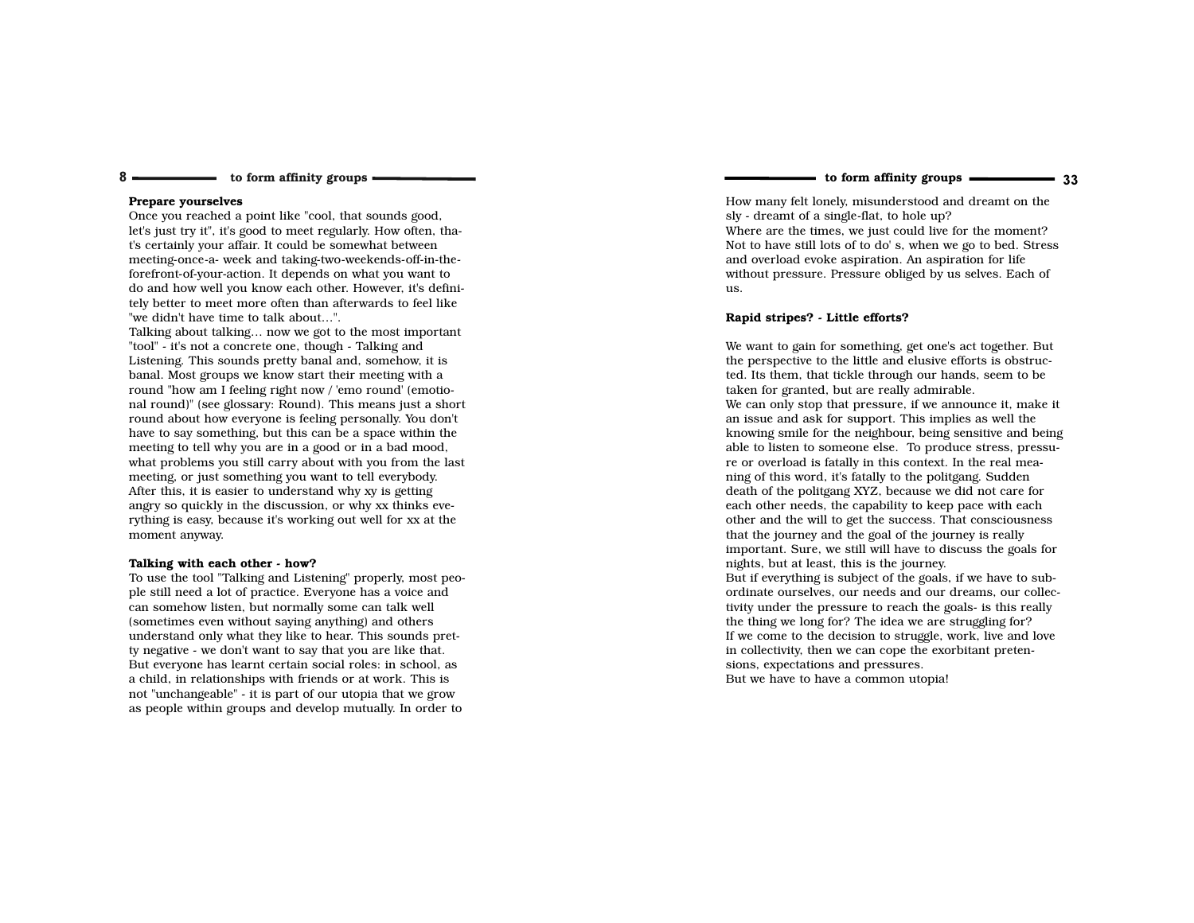### Prepare yourselves

Once you reached a point like "cool, that sounds good, let's just try it", it's good to meet regularly. How often, that's certainly your affair. It could be somewhat between meeting-once-a- week and taking-two-weekends-off-in-the-forefront-of-your-action. It depends on what you want to do and how well you know each other. However, it's definitely better to meet more often than afterwards to feel like "we didn't have time to talk about…".

Talking about talking… now we got to the most important "tool" - it's not a concrete one, though - Talking and Listening. This sounds pretty banal and, somehow, it is banal. Most groups we know start their meeting with a round "how am I feeling right now / 'emo round' (emotional round)" (see glossary: Round). This means just a short round about how everyone is feeling personally. You don't have to say something, but this can be a space within the meeting to tell why you are in a good or in a bad mood, what problems you still carry about with you from the last meeting, or just something you want to tell everybody. After this, it is easier to understand why xy is getting angry so quickly in the discussion, or why xx thinks everything is easy, because it's working out well for xx at the moment anyway.

### Talking with each other - how?

To use the tool "Talking and Listening" properly, most people still need a lot of practice. Everyone has a voice and can somehow listen, but normally some can talk well (sometimes even without saying anything) and others understand only what they like to hear. This sounds pretty negative - we don't want to say that you are like that. But everyone has learnt certain social roles: in school, as a child, in relationships with friends or at work. This is not "unchangeable" - it is part of our utopia that we grow as people within groups and develop mutually. In order to

How many felt lonely, misunderstood and dreamt on the sly - dreamt of a single-flat, to hole up?
Where are the times, we just could live for the moment? Not to have still lots of to do' s, when we go to bed. Stress and overload evoke aspiration. An aspiration for life without pressure. Pressure obliged by us selves. Each of us.

### Rapid stripes? - Little efforts?

We want to gain for something, get one's act together. But the perspective to the little and elusive efforts is obstructed. Its them, that tickle through our hands, seem to be taken for granted, but are really admirable.
We can only stop that pressure, if we announce it, make it an issue and ask for support. This implies as well the knowing smile for the neighbour, being sensitive and being able to listen to someone else. To produce stress, pressure or overload is fatally in this context. In the real meaning of this word, it's fatally to the politgang. Sudden death of the politgang XYZ, because we did not care for each other needs, the capability to keep pace with each other and the will to get the success. That consciousness that the journey and the goal of the journey is really important. Sure, we still will have to discuss the goals for nights, but at least, this is the journey.
But if everything is subject of the goals, if we have to subordinate ourselves, our needs and our dreams, our collectivity under the pressure to reach the goals- is this really the thing we long for? The idea we are struggling for?
If we come to the decision to struggle, work, live and love in collectivity, then we can cope the exorbitant pretensions, expectations and pressures.
But we have to have a common utopia!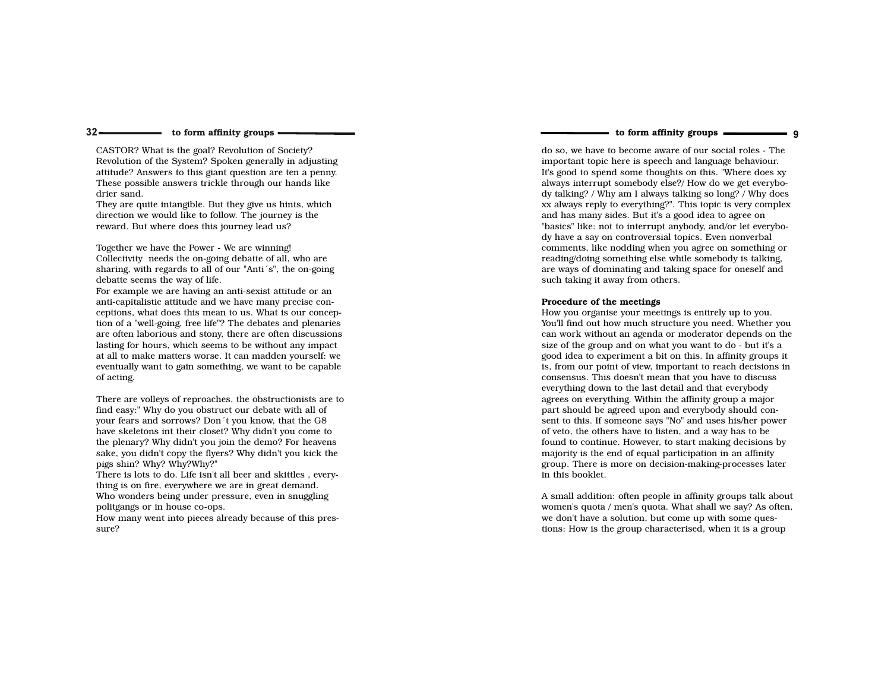CASTOR? What is the goal? Revolution of Society? Revolution of the System? Spoken generally in adjusting attitude? Answers to this giant question are ten a penny. These possible answers trickle through our hands like drier sand.
They are quite intangible. But they give us hints, which direction we would like to follow. The journey is the reward. But where does this journey lead us?

Together we have the Power - We are winning!
Collectivity needs the on-going debatte of all, who are sharing, with regards to all of our "Anti´s", the on-going debatte seems the way of life.
For example we are having an anti-sexist attitude or an anti-capitalistic attitude and we have many precise conceptions, what does this mean to us. What is our conception of a "well-going, free life"? The debates and plenaries are often laborious and stony, there are often discussions lasting for hours, which seems to be without any impact at all to make matters worse. It can madden yourself: we eventually want to gain something, we want to be capable of acting.

There are volleys of reproaches, the obstructionists are to find easy:" Why do you obstruct our debate with all of your fears and sorrows? Don´t you know, that the G8 have skeletons int their closet? Why didn't you come to the plenary? Why didn't you join the demo? For heavens sake, you didn't copy the flyers? Why didn't you kick the pigs shin? Why? Why?Why?"
There is lots to do. Life isn't all beer and skittles , everything is on fire, everywhere we are in great demand.
Who wonders being under pressure, even in snuggling politgangs or in house co-ops.
How many went into pieces already because of this pressure?

do so, we have to become aware of our social roles - The important topic here is speech and language behaviour. It's good to spend some thoughts on this. "Where does xy always interrupt somebody else?/ How do we get everybody talking? / Why am I always talking so long? / Why does xx always reply to everything?". This topic is very complex and has many sides. But it's a good idea to agree on "basics" like: not to interrupt anybody, and/or let everybody have a say on controversial topics. Even nonverbal comments, like nodding when you agree on something or reading/doing something else while somebody is talking, are ways of dominating and taking space for oneself and such taking it away from others.

**Procedure of the meetings**
How you organise your meetings is entirely up to you. You'll find out how much structure you need. Whether you can work without an agenda or moderator depends on the size of the group and on what you want to do - but it's a good idea to experiment a bit on this. In affinity groups it is, from our point of view, important to reach decisions in consensus. This doesn't mean that you have to discuss everything down to the last detail and that everybody agrees on everything. Within the affinity group a major part should be agreed upon and everybody should consent to this. If someone says "No" and uses his/her power of veto, the others have to listen, and a way has to be found to continue. However, to start making decisions by majority is the end of equal participation in an affinity group. There is more on decision-making-processes later in this booklet.

A small addition: often people in affinity groups talk about women's quota / men's quota. What shall we say? As often, we don't have a solution, but come up with some questions: How is the group characterised, when it is a group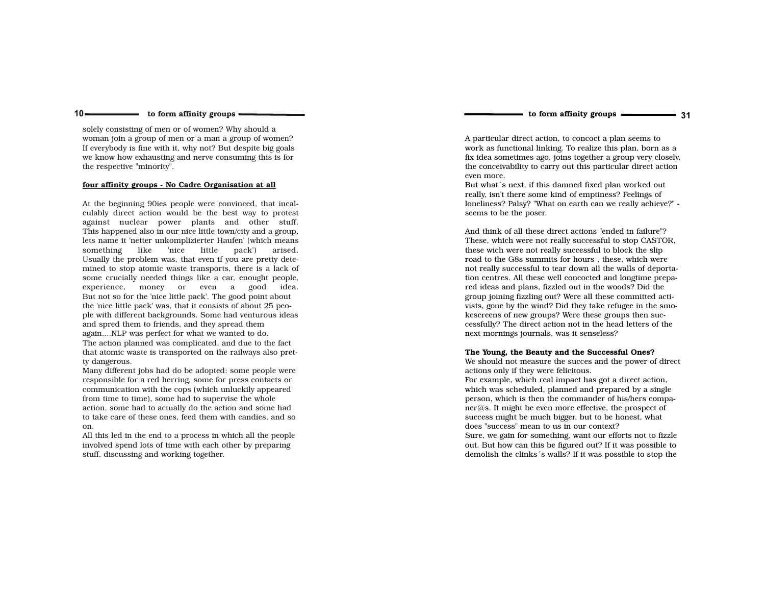solely consisting of men or of women? Why should a woman join a group of men or a man a group of women? If everybody is fine with it, why not? But despite big goals we know how exhausting and nerve consuming this is for the respective "minority".

**four affinity groups - No Cadre Organisation at all**

At the beginning 90ies people were convinced, that incalculably direct action would be the best way to protest against nuclear power plants and other stuff. This happened also in our nice little town/city and a group, lets name it 'netter unkomplizierter Haufen' (which means something like 'nice little pack') arised. Usually the problem was, that even if you are pretty detemined to stop atomic waste transports, there is a lack of some crucially needed things like a car, enought people, experience, money or even a good idea. But not so for the 'nice little pack'. The good point about the 'nice little pack' was, that it consists of about 25 people with different backgrounds. Some had venturous ideas and spred them to friends, and they spread them again....NLP was perfect for what we wanted to do.
The action planned was complicated, and due to the fact that atomic waste is transported on the railways also pretty dangerous.
Many different jobs had do be adopted: some people were responsible for a red herring, some for press contacts or communication with the cops (which unluckily appeared from time to time), some had to supervise the whole action, some had to actually do the action and some had to take care of these ones, feed them with candies, and so on.
All this led in the end to a process in which all the people involved spend lots of time with each other by preparing stuff, discussing and working together.

A particular direct action, to concoct a plan seems to work as functional linking. To realize this plan, born as a fix idea sometimes ago, joins together a group very closely, the conceivability to carry out this particular direct action even more.
But what´s next, if this damned fixed plan worked out really, isn't there some kind of emptiness? Feelings of loneliness? Palsy? "What on earth can we really achieve?" - seems to be the poser.

And think of all these direct actions "ended in failure"? These, which were not really successful to stop CASTOR, these wich were not really successful to block the slip road to the G8s summits for hours , these, which were not really successful to tear down all the walls of deportation centres. All these well concocted and longtime prepared ideas and plans, fizzled out in the woods? Did the group joining fizzling out? Were all these committed activists, gone by the wind? Did they take refugee in the smokescreens of new groups? Were these groups then successfully? The direct action not in the head letters of the next mornings journals, was it senseless?

**The Young, the Beauty and the Successful Ones?**

We should not measure the succes and the power of direct actions only if they were felicitous.
For example, which real impact has got a direct action, which was scheduled, planned and prepared by a single person, which is then the commander of his/hers companer@s. It might be even more effective, the prospect of success might be much bigger, but to be honest, what does "success" mean to us in our context?
Sure, we gain for something, want our efforts not to fizzle out. But how can this be figured out? If it was possible to demolish the clinks´s walls? If it was possible to stop the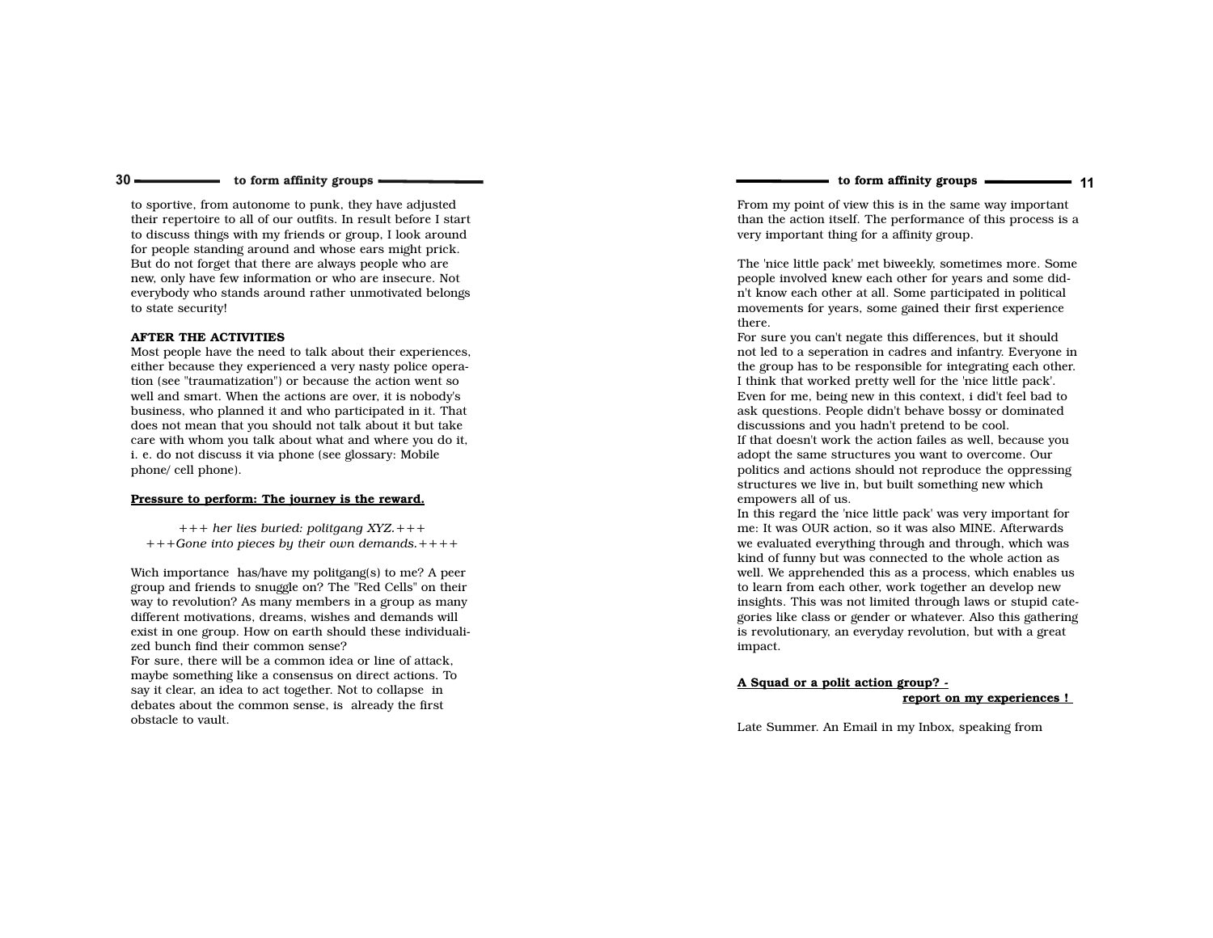to sportive, from autonome to punk, they have adjusted their repertoire to all of our outfits. In result before I start to discuss things with my friends or group, I look around for people standing around and whose ears might prick. But do not forget that there are always people who are new, only have few information or who are insecure. Not everybody who stands around rather unmotivated belongs to state security!

**AFTER THE ACTIVITIES**

Most people have the need to talk about their experiences, either because they experienced a very nasty police operation (see "traumatization") or because the action went so well and smart. When the actions are over, it is nobody's business, who planned it and who participated in it. That does not mean that you should not talk about it but take care with whom you talk about what and where you do it, i. e. do not discuss it via phone (see glossary: Mobile phone/ cell phone).

**Pressure to perform: The journey is the reward.**

*+++ her lies buried: politgang XYZ.+++*
*+++Gone into pieces by their own demands.++++*

Wich importance has/have my politgang(s) to me? A peer group and friends to snuggle on? The "Red Cells" on their way to revolution? As many members in a group as many different motivations, dreams, wishes and demands will exist in one group. How on earth should these individualized bunch find their common sense?
For sure, there will be a common idea or line of attack, maybe something like a consensus on direct actions. To say it clear, an idea to act together. Not to collapse in debates about the common sense, is already the first obstacle to vault.

From my point of view this is in the same way important than the action itself. The performance of this process is a very important thing for a affinity group.

The 'nice little pack' met biweekly, sometimes more. Some people involved knew each other for years and some didn't know each other at all. Some participated in political movements for years, some gained their first experience there.
For sure you can't negate this differences, but it should not led to a seperation in cadres and infantry. Everyone in the group has to be responsible for integrating each other. I think that worked pretty well for the 'nice little pack'. Even for me, being new in this context, i did't feel bad to ask questions. People didn't behave bossy or dominated discussions and you hadn't pretend to be cool.
If that doesn't work the action failes as well, because you adopt the same structures you want to overcome. Our politics and actions should not reproduce the oppressing structures we live in, but built something new which empowers all of us.
In this regard the 'nice little pack' was very important for me: It was OUR action, so it was also MINE. Afterwards we evaluated everything through and through, which was kind of funny but was connected to the whole action as well. We apprehended this as a process, which enables us to learn from each other, work together an develop new insights. This was not limited through laws or stupid categories like class or gender or whatever. Also this gathering is revolutionary, an everyday revolution, but with a great impact.

**A Squad or a polit action group? - report on my experiences !**

Late Summer. An Email in my Inbox, speaking from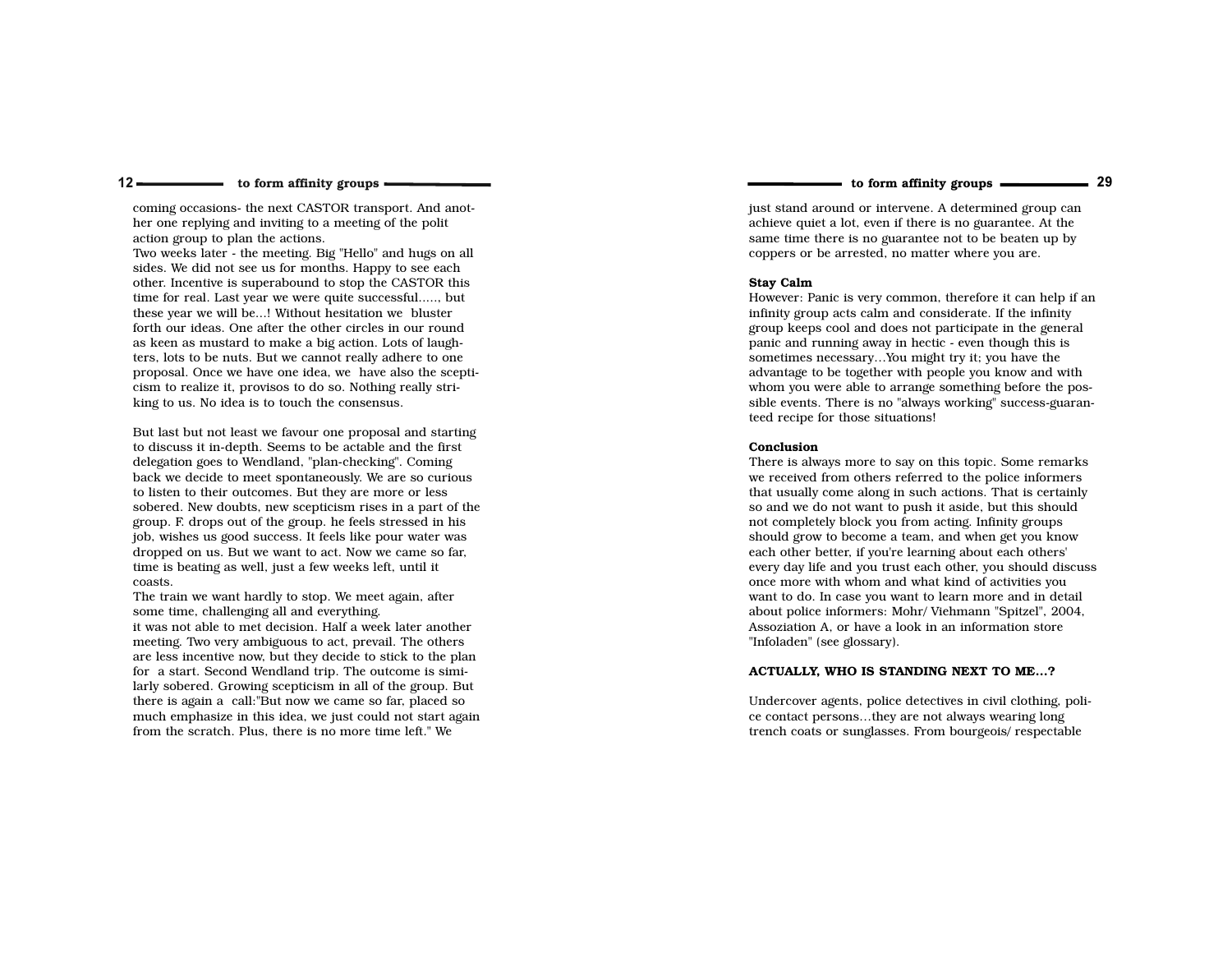coming occasions- the next CASTOR transport. And another one replying and inviting to a meeting of the polit action group to plan the actions.
Two weeks later - the meeting. Big "Hello" and hugs on all sides. We did not see us for months. Happy to see each other. Incentive is superabound to stop the CASTOR this time for real. Last year we were quite successful....., but these year we will be...! Without hesitation we bluster forth our ideas. One after the other circles in our round as keen as mustard to make a big action. Lots of laughters, lots to be nuts. But we cannot really adhere to one proposal. Once we have one idea, we have also the scepticism to realize it, provisos to do so. Nothing really striking to us. No idea is to touch the consensus.

But last but not least we favour one proposal and starting to discuss it in-depth. Seems to be actable and the first delegation goes to Wendland, "plan-checking". Coming back we decide to meet spontaneously. We are so curious to listen to their outcomes. But they are more or less sobered. New doubts, new scepticism rises in a part of the group. F. drops out of the group. he feels stressed in his job, wishes us good success. It feels like pour water was dropped on us. But we want to act. Now we came so far, time is beating as well, just a few weeks left, until it coasts.
The train we want hardly to stop. We meet again, after some time, challenging all and everything.
it was not able to met decision. Half a week later another meeting. Two very ambiguous to act, prevail. The others are less incentive now, but they decide to stick to the plan for a start. Second Wendland trip. The outcome is similarly sobered. Growing scepticism in all of the group. But there is again a call:"But now we came so far, placed so much emphasize in this idea, we just could not start again from the scratch. Plus, there is no more time left." We

just stand around or intervene. A determined group can achieve quiet a lot, even if there is no guarantee. At the same time there is no guarantee not to be beaten up by coppers or be arrested, no matter where you are.

**Stay Calm**
However: Panic is very common, therefore it can help if an infinity group acts calm and considerate. If the infinity group keeps cool and does not participate in the general panic and running away in hectic - even though this is sometimes necessary...You might try it; you have the advantage to be together with people you know and with whom you were able to arrange something before the possible events. There is no "always working" success-guaranteed recipe for those situations!

**Conclusion**
There is always more to say on this topic. Some remarks we received from others referred to the police informers that usually come along in such actions. That is certainly so and we do not want to push it aside, but this should not completely block you from acting. Infinity groups should grow to become a team, and when get you know each other better, if you're learning about each others' every day life and you trust each other, you should discuss once more with whom and what kind of activities you want to do. In case you want to learn more and in detail about police informers: Mohr/ Viehmann "Spitzel", 2004, Assoziation A, or have a look in an information store "Infoladen" (see glossary).

**ACTUALLY, WHO IS STANDING NEXT TO ME...?**

Undercover agents, police detectives in civil clothing, police contact persons...they are not always wearing long trench coats or sunglasses. From bourgeois/ respectable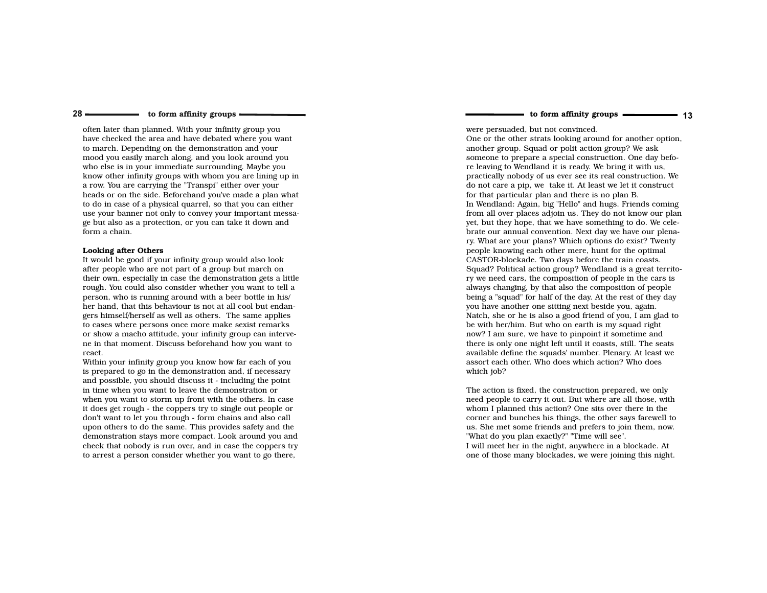often later than planned. With your infinity group you have checked the area and have debated where you want to march. Depending on the demonstration and your mood you easily march along, and you look around you who else is in your immediate surrounding. Maybe you know other infinity groups with whom you are lining up in a row. You are carrying the "Transpi" either over your heads or on the side. Beforehand you've made a plan what to do in case of a physical quarrel, so that you can either use your banner not only to convey your important message but also as a protection, or you can take it down and form a chain.

**Looking after Others**

It would be good if your infinity group would also look after people who are not part of a group but march on their own, especially in case the demonstration gets a little rough. You could also consider whether you want to tell a person, who is running around with a beer bottle in his/her hand, that this behaviour is not at all cool but endangers himself/herself as well as others. The same applies to cases where persons once more make sexist remarks or show a macho attitude, your infinity group can intervene in that moment. Discuss beforehand how you want to react.

Within your infinity group you know how far each of you is prepared to go in the demonstration and, if necessary and possible, you should discuss it - including the point in time when you want to leave the demonstration or when you want to storm up front with the others. In case it does get rough - the coppers try to single out people or don't want to let you through - form chains and also call upon others to do the same. This provides safety and the demonstration stays more compact. Look around you and check that nobody is run over, and in case the coppers try to arrest a person consider whether you want to go there,

were persuaded, but not convinced.

One or the other strats looking around for another option, another group. Squad or polit action group? We ask someone to prepare a special construction. One day before leaving to Wendland it is ready. We bring it with us, practically nobody of us ever see its real construction. We do not care a pip, we take it. At least we let it construct for that particular plan and there is no plan B.

In Wendland: Again, big "Hello" and hugs. Friends coming from all over places adjoin us. They do not know our plan yet, but they hope, that we have something to do. We celebrate our annual convention. Next day we have our plenary. What are your plans? Which options do exist? Twenty people knowing each other mere, hunt for the optimal CASTOR-blockade. Two days before the train coasts. Squad? Political action group? Wendland is a great territory we need cars, the composition of people in the cars is always changing, by that also the composition of people being a "squad" for half of the day. At the rest of they day you have another one sitting next beside you, again. Natch, she or he is also a good friend of you, I am glad to be with her/him. But who on earth is my squad right now? I am sure, we have to pinpoint it sometime and there is only one night left until it coasts, still. The seats available define the squads' number. Plenary. At least we assort each other. Who does which action? Who does which job?

The action is fixed, the construction prepared, we only need people to carry it out. But where are all those, with whom I planned this action? One sits over there in the corner and bunches his things, the other says farewell to us. She met some friends and prefers to join them, now. "What do you plan exactly?" "Time will see".

I will meet her in the night, anywhere in a blockade. At one of those many blockades, we were joining this night.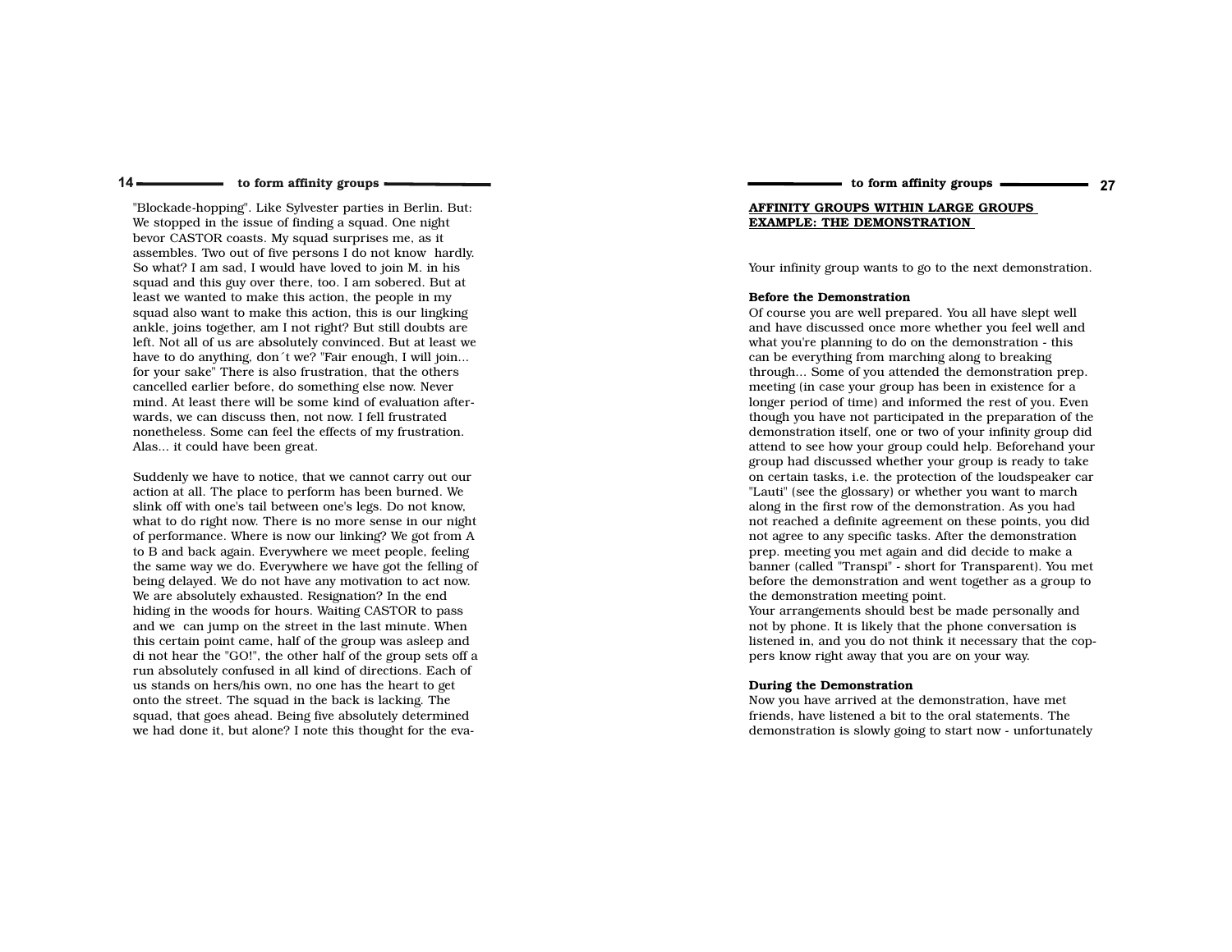"Blockade-hopping". Like Sylvester parties in Berlin. But: We stopped in the issue of finding a squad. One night bevor CASTOR coasts. My squad surprises me, as it assembles. Two out of five persons I do not know hardly. So what? I am sad, I would have loved to join M. in his squad and this guy over there, too. I am sobered. But at least we wanted to make this action, the people in my squad also want to make this action, this is our lingking ankle, joins together, am I not right? But still doubts are left. Not all of us are absolutely convinced. But at least we have to do anything, don´t we? "Fair enough, I will join... for your sake" There is also frustration, that the others cancelled earlier before, do something else now. Never mind. At least there will be some kind of evaluation afterwards, we can discuss then, not now. I fell frustrated nonetheless. Some can feel the effects of my frustration. Alas... it could have been great.

Suddenly we have to notice, that we cannot carry out our action at all. The place to perform has been burned. We slink off with one's tail between one's legs. Do not know, what to do right now. There is no more sense in our night of performance. Where is now our linking? We got from A to B and back again. Everywhere we meet people, feeling the same way we do. Everywhere we have got the felling of being delayed. We do not have any motivation to act now. We are absolutely exhausted. Resignation? In the end hiding in the woods for hours. Waiting CASTOR to pass and we can jump on the street in the last minute. When this certain point came, half of the group was asleep and di not hear the "GO!", the other half of the group sets off a run absolutely confused in all kind of directions. Each of us stands on hers/his own, no one has the heart to get onto the street. The squad in the back is lacking. The squad, that goes ahead. Being five absolutely determined we had done it, but alone? I note this thought for the eva-

## AFFINITY GROUPS WITHIN LARGE GROUPS EXAMPLE: THE DEMONSTRATION

Your infinity group wants to go to the next demonstration.

**Before the Demonstration**

Of course you are well prepared. You all have slept well and have discussed once more whether you feel well and what you're planning to do on the demonstration - this can be everything from marching along to breaking through... Some of you attended the demonstration prep. meeting (in case your group has been in existence for a longer period of time) and informed the rest of you. Even though you have not participated in the preparation of the demonstration itself, one or two of your infinity group did attend to see how your group could help. Beforehand your group had discussed whether your group is ready to take on certain tasks, i.e. the protection of the loudspeaker car "Lauti" (see the glossary) or whether you want to march along in the first row of the demonstration. As you had not reached a definite agreement on these points, you did not agree to any specific tasks. After the demonstration prep. meeting you met again and did decide to make a banner (called "Transpi" - short for Transparent). You met before the demonstration and went together as a group to the demonstration meeting point.

Your arrangements should best be made personally and not by phone. It is likely that the phone conversation is listened in, and you do not think it necessary that the coppers know right away that you are on your way.

**During the Demonstration**

Now you have arrived at the demonstration, have met friends, have listened a bit to the oral statements. The demonstration is slowly going to start now - unfortunately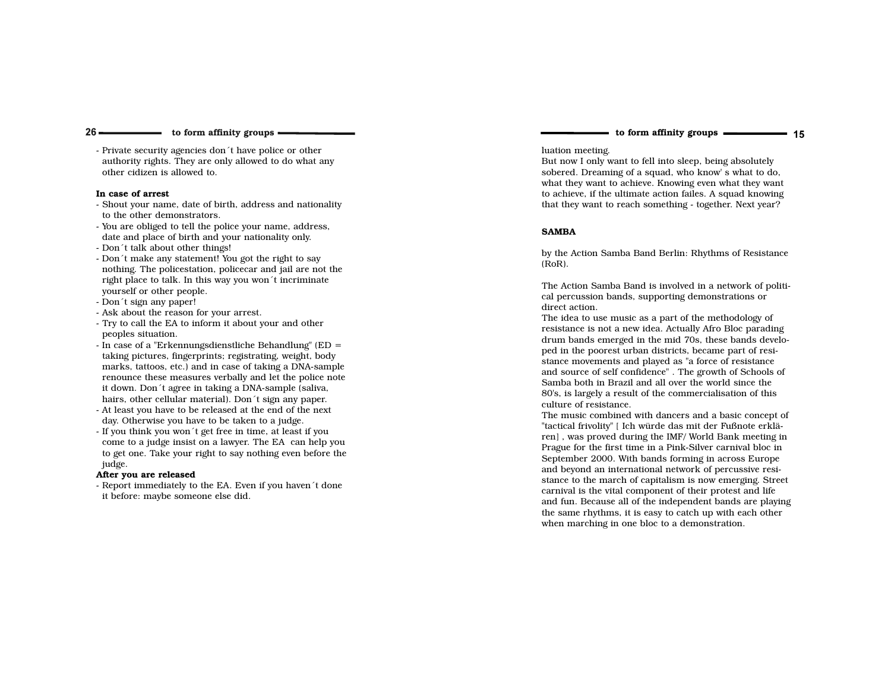- Private security agencies don´t have police or other authority rights. They are only allowed to do what any other cidizen is allowed to.

**In case of arrest**

- Shout your name, date of birth, address and nationality to the other demonstrators.
- You are obliged to tell the police your name, address, date and place of birth and your nationality only.
- Don´t talk about other things!
- Don´t make any statement! You got the right to say nothing. The policestation, policecar and jail are not the right place to talk. In this way you won´t incriminate yourself or other people.
- Don´t sign any paper!
- Ask about the reason for your arrest.
- Try to call the EA to inform it about your and other peoples situation.
- In case of a "Erkennungsdienstliche Behandlung" (ED = taking pictures, fingerprints; registrating, weight, body marks, tattoos, etc.) and in case of taking a DNA-sample renounce these measures verbally and let the police note it down. Don´t agree in taking a DNA-sample (saliva, hairs, other cellular material). Don´t sign any paper.
- At least you have to be released at the end of the next day. Otherwise you have to be taken to a judge.
- If you think you won´t get free in time, at least if you come to a judge insist on a lawyer. The EA can help you to get one. Take your right to say nothing even before the judge.

**After you are released**

- Report immediately to the EA. Even if you haven´t done it before: maybe someone else did.

luation meeting.
But now I only want to fell into sleep, being absolutely sobered. Dreaming of a squad, who know' s what to do, what they want to achieve. Knowing even what they want to achieve, if the ultimate action failes. A squad knowing that they want to reach something - together. Next year?

**SAMBA**

by the Action Samba Band Berlin: Rhythms of Resistance (RoR).

The Action Samba Band is involved in a network of political percussion bands, supporting demonstrations or direct action.
The idea to use music as a part of the methodology of resistance is not a new idea. Actually Afro Bloc parading drum bands emerged in the mid 70s, these bands developed in the poorest urban districts, became part of resistance movements and played as "a force of resistance and source of self confidence" . The growth of Schools of Samba both in Brazil and all over the world since the 80's, is largely a result of the commercialisation of this culture of resistance.
The music combined with dancers and a basic concept of "tactical frivolity" [ Ich würde das mit der Fußnote erklären] , was proved during the IMF/ World Bank meeting in Prague for the first time in a Pink-Silver carnival bloc in September 2000. With bands forming in across Europe and beyond an international network of percussive resistance to the march of capitalism is now emerging. Street carnival is the vital component of their protest and life and fun. Because all of the independent bands are playing the same rhythms, it is easy to catch up with each other when marching in one bloc to a demonstration.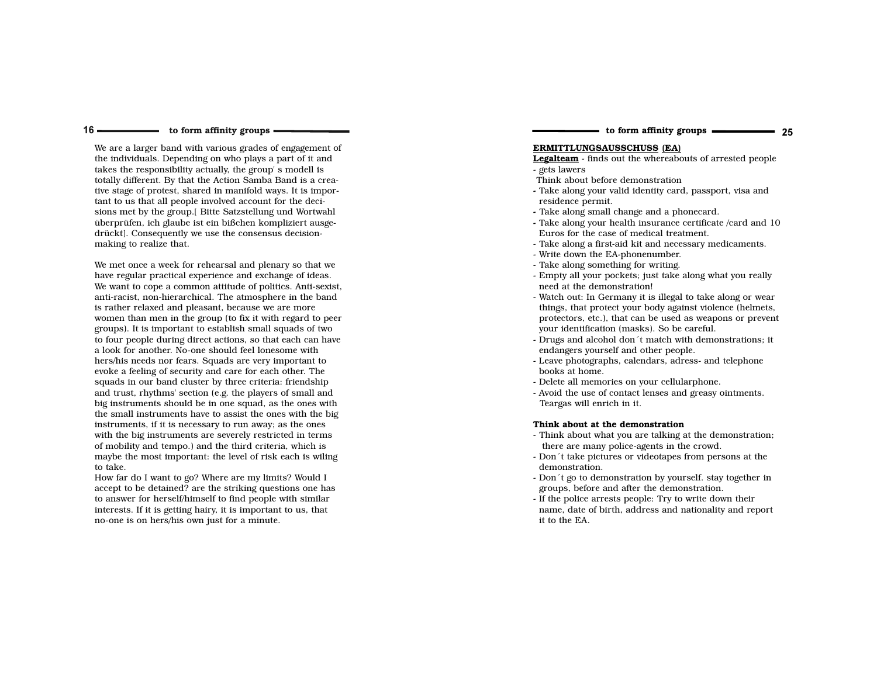We are a larger band with various grades of engagement of the individuals. Depending on who plays a part of it and takes the responsibility actually, the group' s modell is totally different. By that the Action Samba Band is a creative stage of protest, shared in manifold ways. It is important to us that all people involved account for the decisions met by the group.[ Bitte Satzstellung und Wortwahl überprüfen, ich glaube ist ein bißchen kompliziert ausgedrückt]. Consequently we use the consensus decision-making to realize that.

We met once a week for rehearsal and plenary so that we have regular practical experience and exchange of ideas. We want to cope a common attitude of politics. Anti-sexist, anti-racist, non-hierarchical. The atmosphere in the band is rather relaxed and pleasant, because we are more women than men in the group (to fix it with regard to peer groups). It is important to establish small squads of two to four people during direct actions, so that each can have a look for another. No-one should feel lonesome with hers/his needs nor fears. Squads are very important to evoke a feeling of security and care for each other. The squads in our band cluster by three criteria: friendship and trust, rhythms' section (e.g. the players of small and big instruments should be in one squad, as the ones with the small instruments have to assist the ones with the big instruments, if it is necessary to run away; as the ones with the big instruments are severely restricted in terms of mobility and tempo.) and the third criteria, which is maybe the most important: the level of risk each is wiling to take.
How far do I want to go? Where are my limits? Would I accept to be detained? are the striking questions one has to answer for herself/himself to find people with similar interests. If it is getting hairy, it is important to us, that no-one is on hers/his own just for a minute.

**ERMITTLUNGSAUSSCHUSS (EA)**
**Legalteam** - finds out the whereabouts of arrested people
- gets lawers

Think about before demonstration

- Take along your valid identity card, passport, visa and residence permit.
- Take along small change and a phonecard.
- Take along your health insurance certificate /card and 10 Euros for the case of medical treatment.
- Take along a first-aid kit and necessary medicaments.
- Write down the EA-phonenumber.
- Take along something for writing.
- Empty all your pockets; just take along what you really need at the demonstration!
- Watch out: In Germany it is illegal to take along or wear things, that protect your body against violence (helmets, protectors, etc.), that can be used as weapons or prevent your identification (masks). So be careful.
- Drugs and alcohol don´t match with demonstrations; it endangers yourself and other people.
- Leave photographs, calendars, adress- and telephone books at home.
- Delete all memories on your cellularphone.
- Avoid the use of contact lenses and greasy ointments. Teargas will enrich in it.

**Think about at the demonstration**

- Think about what you are talking at the demonstration; there are many police-agents in the crowd.
- Don´t take pictures or videotapes from persons at the demonstration.
- Don´t go to demonstration by yourself. stay together in groups, before and after the demonstration.
- If the police arrests people: Try to write down their name, date of birth, address and nationality and report it to the EA.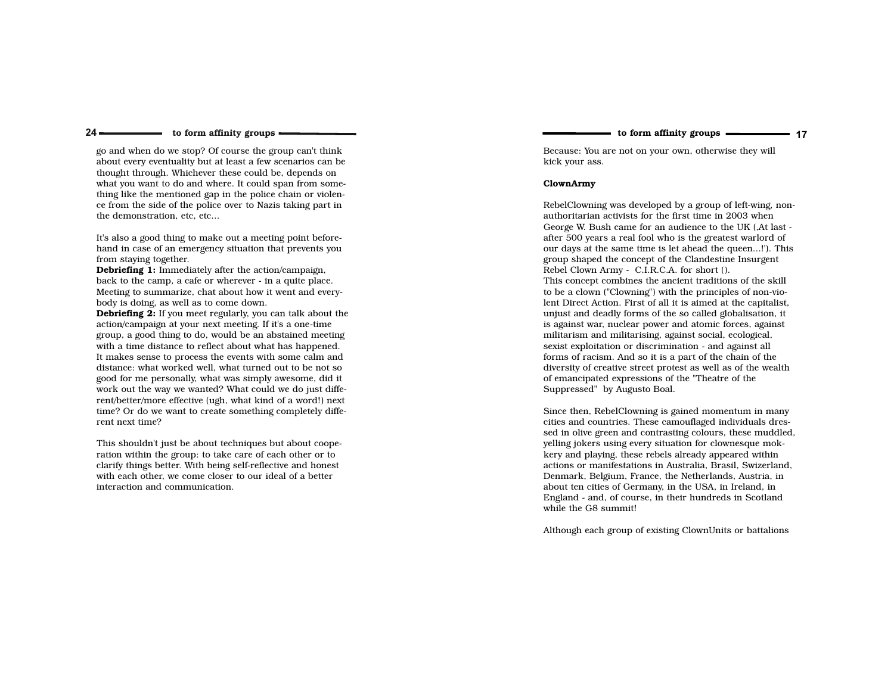go and when do we stop? Of course the group can't think about every eventuality but at least a few scenarios can be thought through. Whichever these could be, depends on what you want to do and where. It could span from something like the mentioned gap in the police chain or violence from the side of the police over to Nazis taking part in the demonstration, etc, etc...

It's also a good thing to make out a meeting point beforehand in case of an emergency situation that prevents you from staying together.

**Debriefing 1:** Immediately after the action/campaign, back to the camp, a cafe or wherever - in a quite place. Meeting to summarize, chat about how it went and everybody is doing, as well as to come down.

**Debriefing 2:** If you meet regularly, you can talk about the action/campaign at your next meeting. If it's a one-time group, a good thing to do, would be an abstained meeting with a time distance to reflect about what has happened. It makes sense to process the events with some calm and distance: what worked well, what turned out to be not so good for me personally, what was simply awesome, did it work out the way we wanted? What could we do just different/better/more effective (ugh, what kind of a word!) next time? Or do we want to create something completely different next time?

This shouldn't just be about techniques but about cooperation within the group: to take care of each other or to clarify things better. With being self-reflective and honest with each other, we come closer to our ideal of a better interaction and communication.

Because: You are not on your own, otherwise they will kick your ass.

**ClownArmy**

RebelClowning was developed by a group of left-wing, non-authoritarian activists for the first time in 2003 when George W. Bush came for an audience to the UK (‚At last - after 500 years a real fool who is the greatest warlord of our days at the same time is let ahead the queen...!'). This group shaped the concept of the Clandestine Insurgent Rebel Clown Army - C.I.R.C.A. for short ().
This concept combines the ancient traditions of the skill to be a clown ("Clowning") with the principles of non-violent Direct Action. First of all it is aimed at the capitalist, unjust and deadly forms of the so called globalisation, it is against war, nuclear power and atomic forces, against militarism and militarising, against social, ecological, sexist exploitation or discrimination - and against all forms of racism. And so it is a part of the chain of the diversity of creative street protest as well as of the wealth of emancipated expressions of the "Theatre of the Suppressed" by Augusto Boal.

Since then, RebelClowning is gained momentum in many cities and countries. These camouflaged individuals dressed in olive green and contrasting colours, these muddled, yelling jokers using every situation for clownesque mokkery and playing, these rebels already appeared within actions or manifestations in Australia, Brasil, Swizerland, Denmark, Belgium, France, the Netherlands, Austria, in about ten cities of Germany, in the USA, in Ireland, in England - and, of course, in their hundreds in Scotland while the G8 summit!

Although each group of existing ClownUnits or battalions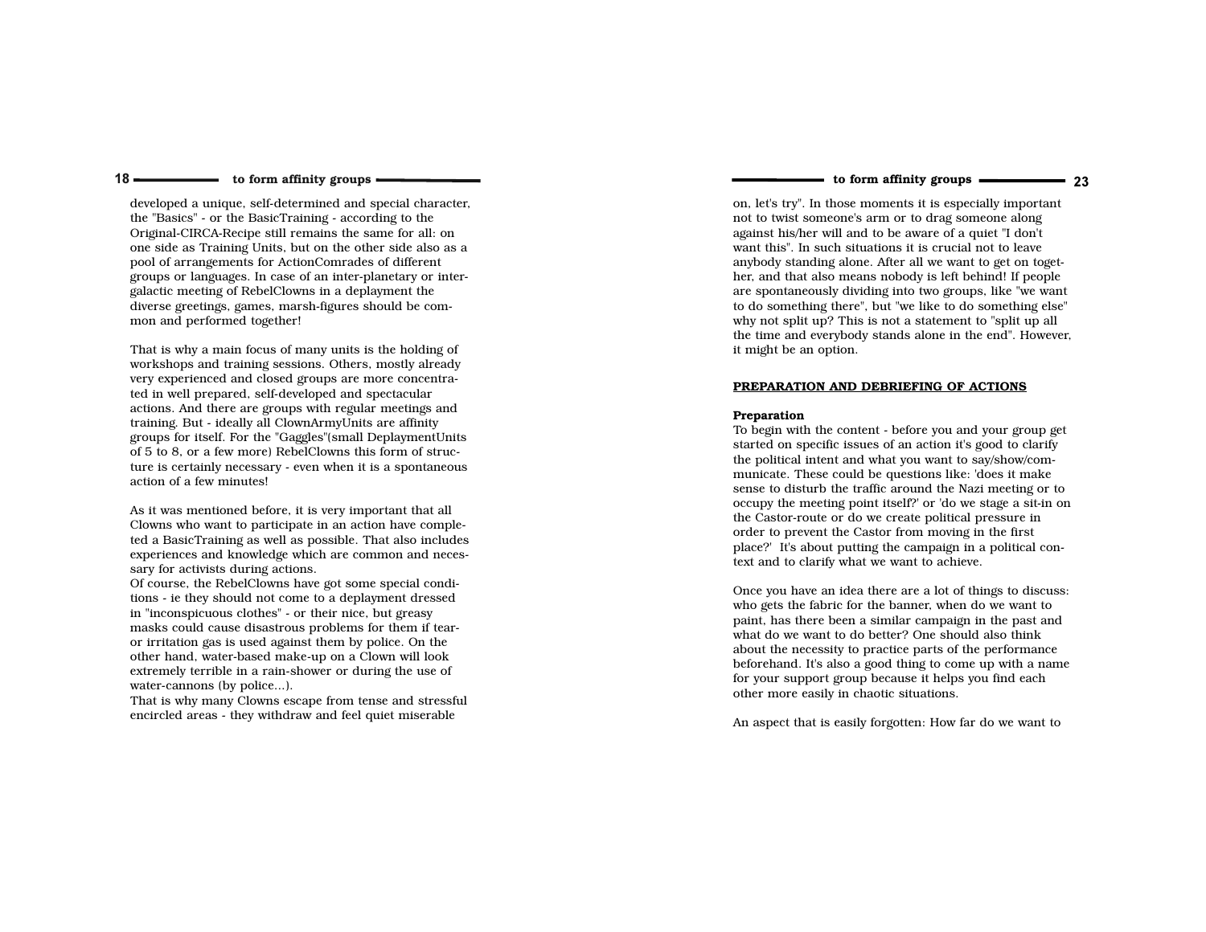developed a unique, self-determined and special character, the "Basics" - or the BasicTraining - according to the Original-CIRCA-Recipe still remains the same for all: on one side as Training Units, but on the other side also as a pool of arrangements for ActionComrades of different groups or languages. In case of an inter-planetary or inter-galactic meeting of RebelClowns in a deplayment the diverse greetings, games, marsh-figures should be common and performed together!

That is why a main focus of many units is the holding of workshops and training sessions. Others, mostly already very experienced and closed groups are more concentrated in well prepared, self-developed and spectacular actions. And there are groups with regular meetings and training. But - ideally all ClownArmyUnits are affinity groups for itself. For the "Gaggles"(small DeplaymentUnits of 5 to 8, or a few more) RebelClowns this form of structure is certainly necessary - even when it is a spontaneous action of a few minutes!

As it was mentioned before, it is very important that all Clowns who want to participate in an action have completed a BasicTraining as well as possible. That also includes experiences and knowledge which are common and necessary for activists during actions.
Of course, the RebelClowns have got some special conditions - ie they should not come to a deplayment dressed in "inconspicuous clothes" - or their nice, but greasy masks could cause disastrous problems for them if tear- or irritation gas is used against them by police. On the other hand, water-based make-up on a Clown will look extremely terrible in a rain-shower or during the use of water-cannons (by police...).
That is why many Clowns escape from tense and stressful encircled areas - they withdraw and feel quiet miserable

on, let's try". In those moments it is especially important not to twist someone's arm or to drag someone along against his/her will and to be aware of a quiet "I don't want this". In such situations it is crucial not to leave anybody standing alone. After all we want to get on together, and that also means nobody is left behind! If people are spontaneously dividing into two groups, like "we want to do something there", but "we like to do something else" why not split up? This is not a statement to "split up all the time and everybody stands alone in the end". However, it might be an option.

## PREPARATION AND DEBRIEFING OF ACTIONS

### Preparation

To begin with the content - before you and your group get started on specific issues of an action it's good to clarify the political intent and what you want to say/show/communicate. These could be questions like: 'does it make sense to disturb the traffic around the Nazi meeting or to occupy the meeting point itself?' or 'do we stage a sit-in on the Castor-route or do we create political pressure in order to prevent the Castor from moving in the first place?' It's about putting the campaign in a political context and to clarify what we want to achieve.

Once you have an idea there are a lot of things to discuss: who gets the fabric for the banner, when do we want to paint, has there been a similar campaign in the past and what do we want to do better? One should also think about the necessity to practice parts of the performance beforehand. It's also a good thing to come up with a name for your support group because it helps you find each other more easily in chaotic situations.

An aspect that is easily forgotten: How far do we want to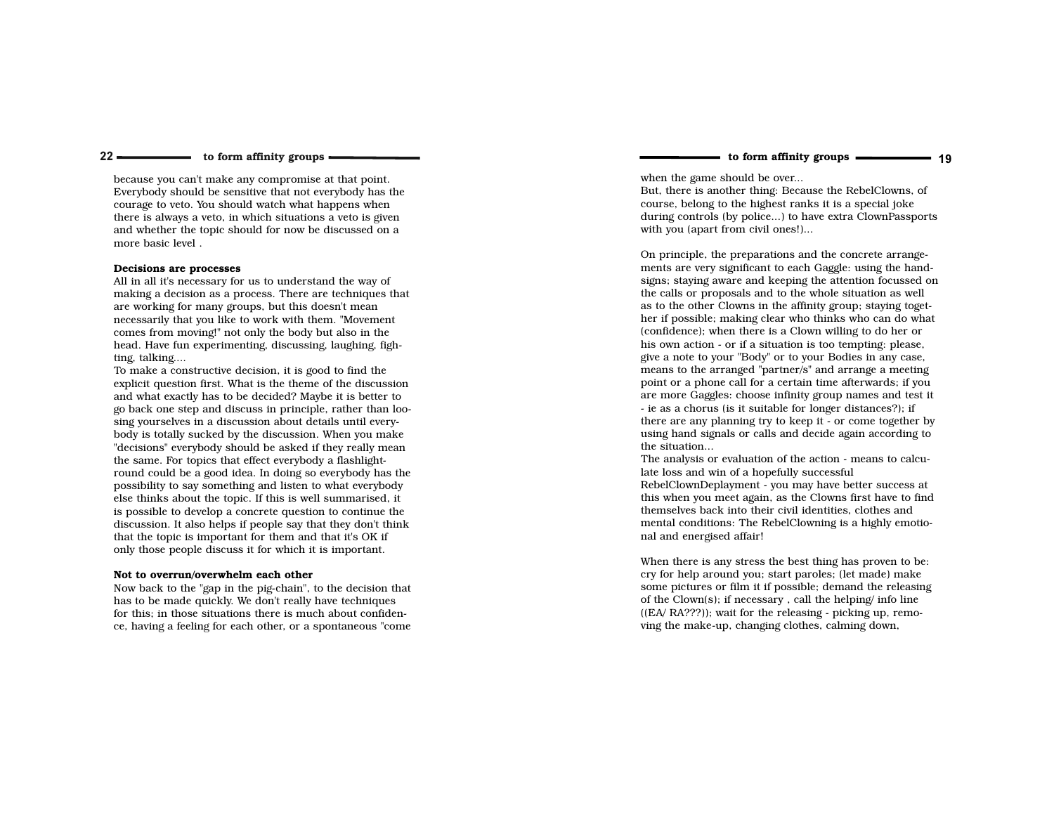because you can't make any compromise at that point. Everybody should be sensitive that not everybody has the courage to veto. You should watch what happens when there is always a veto, in which situations a veto is given and whether the topic should for now be discussed on a more basic level .

**Decisions are processes**

All in all it's necessary for us to understand the way of making a decision as a process. There are techniques that are working for many groups, but this doesn't mean necessarily that you like to work with them. "Movement comes from moving!" not only the body but also in the head. Have fun experimenting, discussing, laughing, fighting, talking....

To make a constructive decision, it is good to find the explicit question first. What is the theme of the discussion and what exactly has to be decided? Maybe it is better to go back one step and discuss in principle, rather than loosing yourselves in a discussion about details until everybody is totally sucked by the discussion. When you make "decisions" everybody should be asked if they really mean the same. For topics that effect everybody a flashlight-round could be a good idea. In doing so everybody has the possibility to say something and listen to what everybody else thinks about the topic. If this is well summarised, it is possible to develop a concrete question to continue the discussion. It also helps if people say that they don't think that the topic is important for them and that it's OK if only those people discuss it for which it is important.

**Not to overrun/overwhelm each other**

Now back to the "gap in the pig-chain", to the decision that has to be made quickly. We don't really have techniques for this; in those situations there is much about confidence, having a feeling for each other, or a spontaneous "come

when the game should be over...

But, there is another thing: Because the RebelClowns, of course, belong to the highest ranks it is a special joke during controls (by police...) to have extra ClownPassports with you (apart from civil ones!)...

On principle, the preparations and the concrete arrangements are very significant to each Gaggle: using the handsigns; staying aware and keeping the attention focussed on the calls or proposals and to the whole situation as well as to the other Clowns in the affinity group; staying together if possible; making clear who thinks who can do what (confidence); when there is a Clown willing to do her or his own action - or if a situation is too tempting: please, give a note to your "Body" or to your Bodies in any case, means to the arranged "partner/s" and arrange a meeting point or a phone call for a certain time afterwards; if you are more Gaggles: choose infinity group names and test it - ie as a chorus (is it suitable for longer distances?); if there are any planning try to keep it - or come together by using hand signals or calls and decide again according to the situation...

The analysis or evaluation of the action - means to calculate loss and win of a hopefully successful RebelClownDeplayment - you may have better success at this when you meet again, as the Clowns first have to find themselves back into their civil identities, clothes and mental conditions: The RebelClowning is a highly emotional and energised affair!

When there is any stress the best thing has proven to be: cry for help around you; start paroles; (let made) make some pictures or film it if possible; demand the releasing of the Clown(s); if necessary , call the helping/ info line ((EA/ RA???)); wait for the releasing - picking up, removing the make-up, changing clothes, calming down,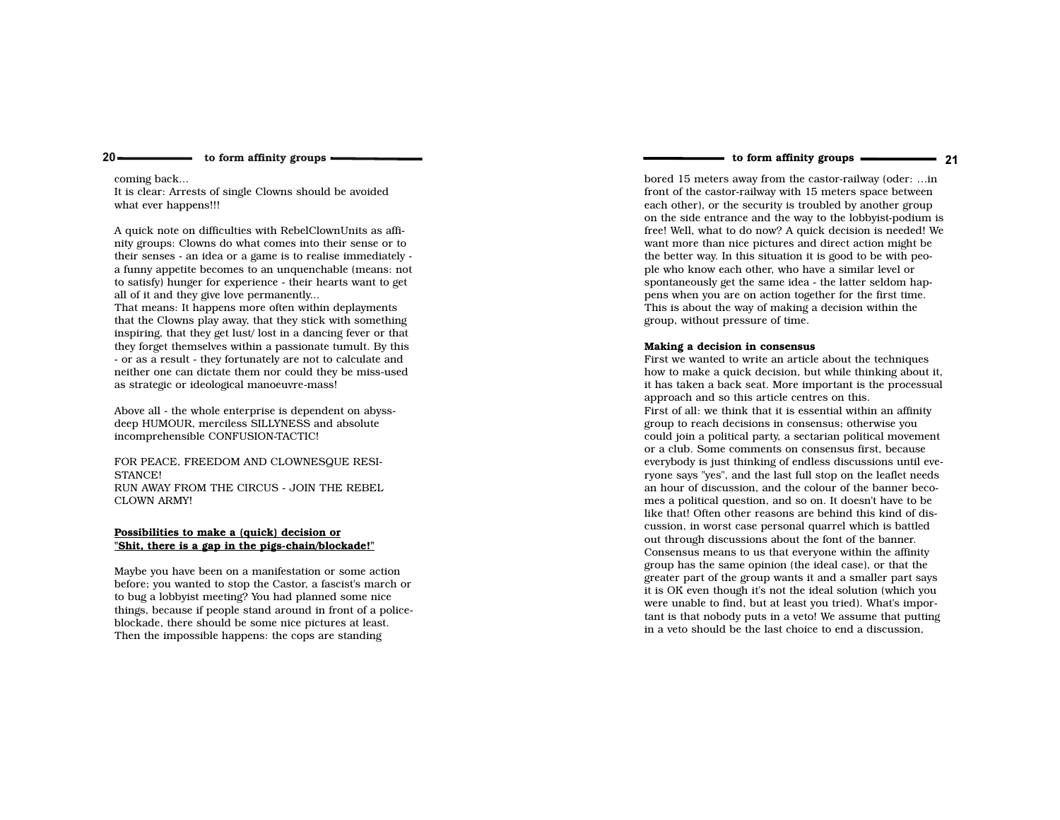coming back...
It is clear: Arrests of single Clowns should be avoided what ever happens!!!

A quick note on difficulties with RebelClownUnits as affinity groups: Clowns do what comes into their sense or to their senses - an idea or a game is to realise immediately - a funny appetite becomes to an unquenchable (means: not to satisfy) hunger for experience - their hearts want to get all of it and they give love permanently...
That means: It happens more often within deplayments that the Clowns play away, that they stick with something inspiring, that they get lust/ lost in a dancing fever or that they forget themselves within a passionate tumult. By this - or as a result - they fortunately are not to calculate and neither one can dictate them nor could they be miss-used as strategic or ideological manoeuvre-mass!

Above all - the whole enterprise is dependent on abyss-deep HUMOUR, merciless SILLYNESS and absolute incomprehensible CONFUSION-TACTIC!

FOR PEACE, FREEDOM AND CLOWNESQUE RESISTANCE!
RUN AWAY FROM THE CIRCUS - JOIN THE REBEL CLOWN ARMY!

**Possibilities to make a (quick) decision or "Shit, there is a gap in the pigs-chain/blockade!"**

Maybe you have been on a manifestation or some action before; you wanted to stop the Castor, a fascist's march or to bug a lobbyist meeting? You had planned some nice things, because if people stand around in front of a police-blockade, there should be some nice pictures at least. Then the impossible happens: the cops are standing bored 15 meters away from the castor-railway (oder: ...in front of the castor-railway with 15 meters space between each other), or the security is troubled by another group on the side entrance and the way to the lobbyist-podium is free! Well, what to do now? A quick decision is needed! We want more than nice pictures and direct action might be the better way. In this situation it is good to be with people who know each other, who have a similar level or spontaneously get the same idea - the latter seldom happens when you are on action together for the first time. This is about the way of making a decision within the group, without pressure of time.

**Making a decision in consensus**
First we wanted to write an article about the techniques how to make a quick decision, but while thinking about it, it has taken a back seat. More important is the processual approach and so this article centres on this.
First of all: we think that it is essential within an affinity group to reach decisions in consensus; otherwise you could join a political party, a sectarian political movement or a club. Some comments on consensus first, because everybody is just thinking of endless discussions until everyone says "yes", and the last full stop on the leaflet needs an hour of discussion, and the colour of the banner becomes a political question, and so on. It doesn't have to be like that! Often other reasons are behind this kind of discussion, in worst case personal quarrel which is battled out through discussions about the font of the banner.
Consensus means to us that everyone within the affinity group has the same opinion (the ideal case), or that the greater part of the group wants it and a smaller part says it is OK even though it's not the ideal solution (which you were unable to find, but at least you tried). What's important is that nobody puts in a veto! We assume that putting in a veto should be the last choice to end a discussion,